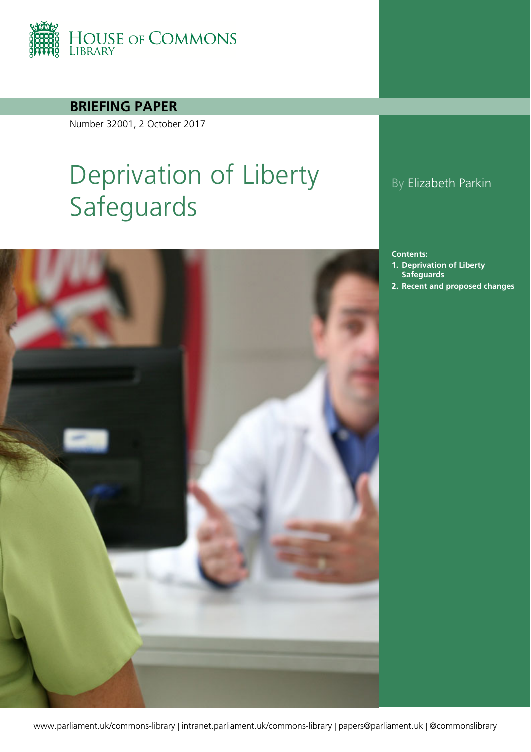HOUSE OF COMMONS LIBRARY

**BRIEFING PAPER**

Number 32001, 2 October 2017

# Deprivation of Liberty Safeguards

By Elizabeth Parkin

**Contents:**

1. **Deprivation of Liberty Safeguards**
2. **Recent and proposed changes**

www.parliament.uk/commons-library | intranet.parliament.uk/commons-library | papers@parliament.uk | @commonslibrary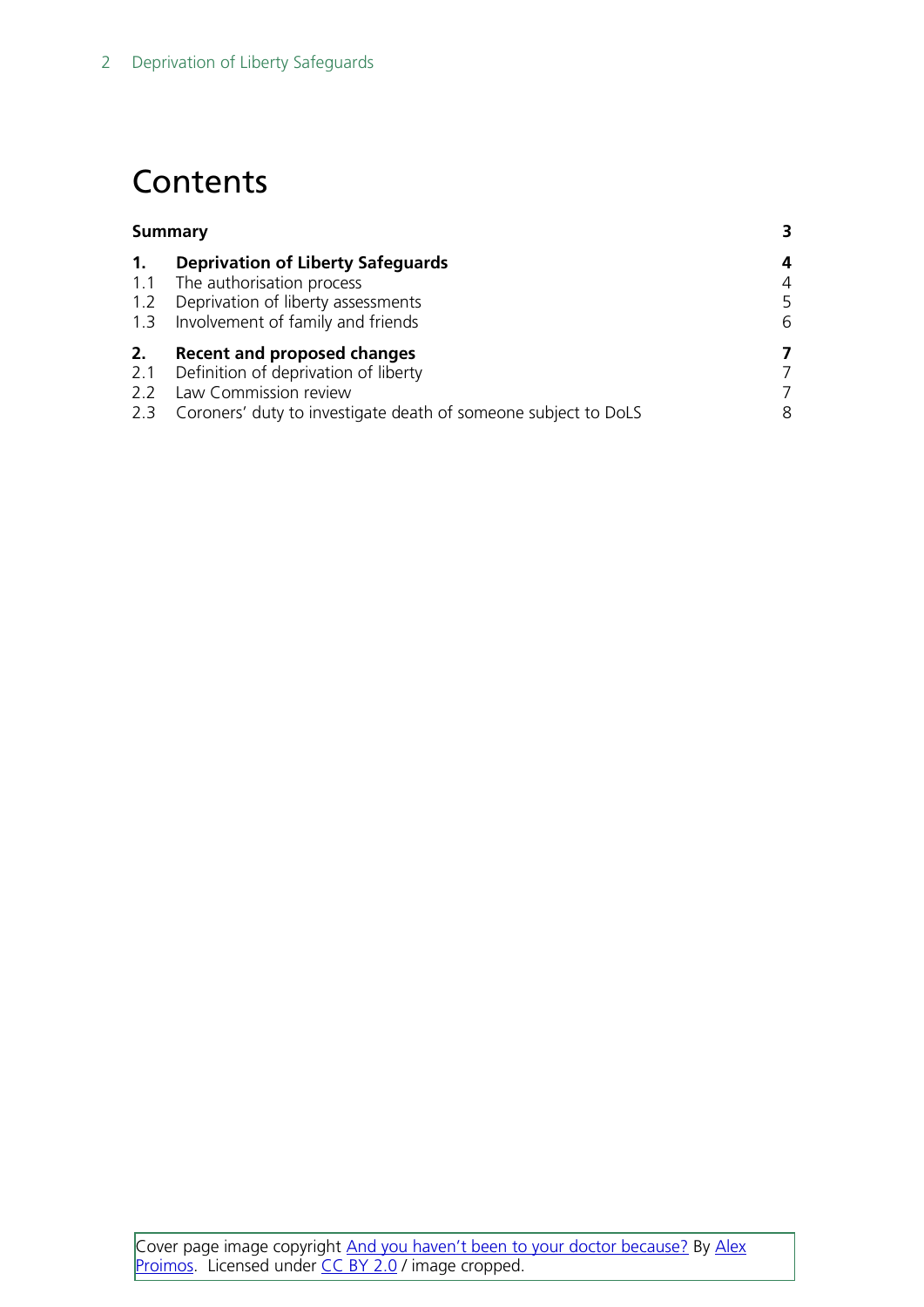# Contents

| | | |
|---|---|---|
| **Summary** | | **3** |
| **1.** | **Deprivation of Liberty Safeguards** | **4** |
| 1.1 | The authorisation process | 4 |
| 1.2 | Deprivation of liberty assessments | 5 |
| 1.3 | Involvement of family and friends | 6 |
| **2.** | **Recent and proposed changes** | **7** |
| 2.1 | Definition of deprivation of liberty | 7 |
| 2.2 | Law Commission review | 7 |
| 2.3 | Coroners' duty to investigate death of someone subject to DoLS | 8 |

Cover page image copyright And you haven't been to your doctor because? By Alex Proimos. Licensed under CC BY 2.0 / image cropped.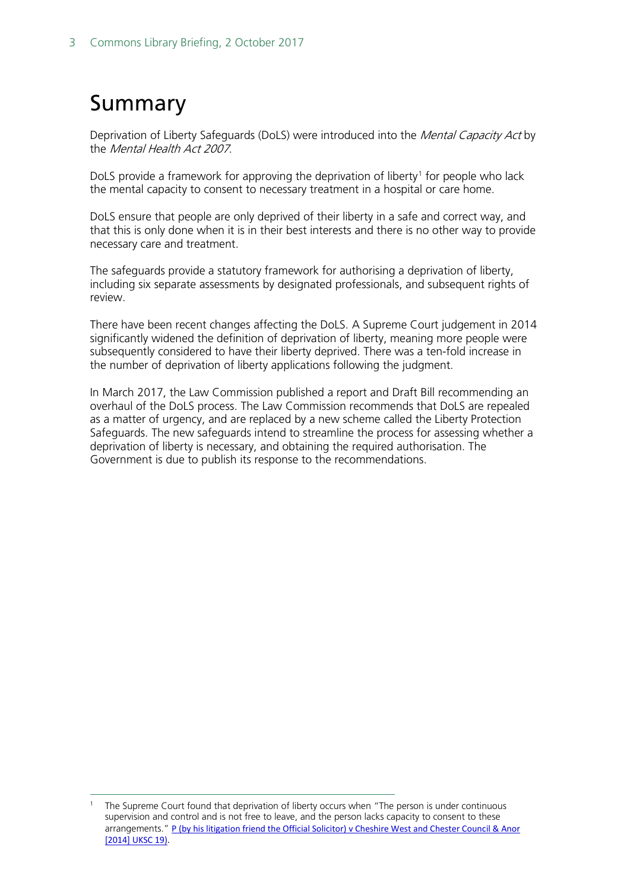# Summary

Deprivation of Liberty Safeguards (DoLS) were introduced into the *Mental Capacity Act* by the *Mental Health Act 2007*.

DoLS provide a framework for approving the deprivation of liberty[1] for people who lack the mental capacity to consent to necessary treatment in a hospital or care home.

DoLS ensure that people are only deprived of their liberty in a safe and correct way, and that this is only done when it is in their best interests and there is no other way to provide necessary care and treatment.

The safeguards provide a statutory framework for authorising a deprivation of liberty, including six separate assessments by designated professionals, and subsequent rights of review.

There have been recent changes affecting the DoLS. A Supreme Court judgement in 2014 significantly widened the definition of deprivation of liberty, meaning more people were subsequently considered to have their liberty deprived. There was a ten-fold increase in the number of deprivation of liberty applications following the judgment.

In March 2017, the Law Commission published a report and Draft Bill recommending an overhaul of the DoLS process. The Law Commission recommends that DoLS are repealed as a matter of urgency, and are replaced by a new scheme called the Liberty Protection Safeguards. The new safeguards intend to streamline the process for assessing whether a deprivation of liberty is necessary, and obtaining the required authorisation. The Government is due to publish its response to the recommendations.

---

[1] The Supreme Court found that deprivation of liberty occurs when "The person is under continuous supervision and control and is not free to leave, and the person lacks capacity to consent to these arrangements." P (by his litigation friend the Official Solicitor) v Cheshire West and Chester Council & Anor [2014] UKSC 19).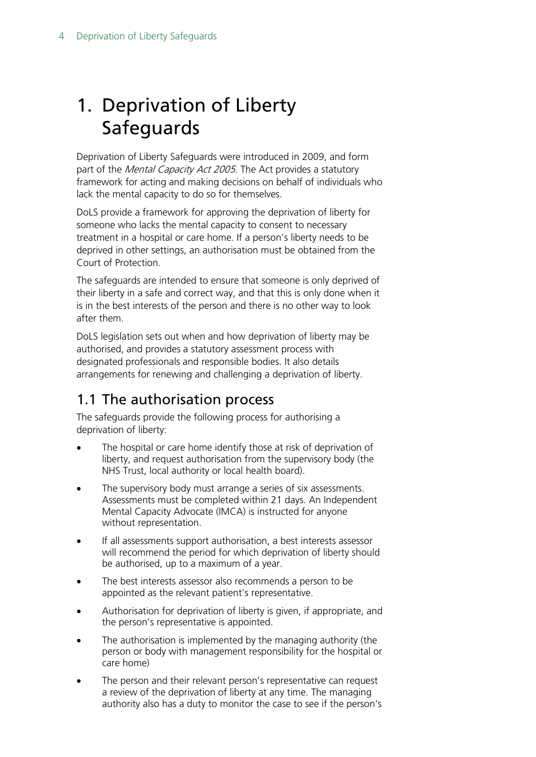# 1. Deprivation of Liberty Safeguards

Deprivation of Liberty Safeguards were introduced in 2009, and form part of the *Mental Capacity Act 2005*. The Act provides a statutory framework for acting and making decisions on behalf of individuals who lack the mental capacity to do so for themselves.

DoLS provide a framework for approving the deprivation of liberty for someone who lacks the mental capacity to consent to necessary treatment in a hospital or care home. If a person's liberty needs to be deprived in other settings, an authorisation must be obtained from the Court of Protection.

The safeguards are intended to ensure that someone is only deprived of their liberty in a safe and correct way, and that this is only done when it is in the best interests of the person and there is no other way to look after them.

DoLS legislation sets out when and how deprivation of liberty may be authorised, and provides a statutory assessment process with designated professionals and responsible bodies. It also details arrangements for renewing and challenging a deprivation of liberty.

## 1.1 The authorisation process

The safeguards provide the following process for authorising a deprivation of liberty:

- The hospital or care home identify those at risk of deprivation of liberty, and request authorisation from the supervisory body (the NHS Trust, local authority or local health board).
- The supervisory body must arrange a series of six assessments. Assessments must be completed within 21 days. An Independent Mental Capacity Advocate (IMCA) is instructed for anyone without representation.
- If all assessments support authorisation, a best interests assessor will recommend the period for which deprivation of liberty should be authorised, up to a maximum of a year.
- The best interests assessor also recommends a person to be appointed as the relevant patient's representative.
- Authorisation for deprivation of liberty is given, if appropriate, and the person's representative is appointed.
- The authorisation is implemented by the managing authority (the person or body with management responsibility for the hospital or care home)
- The person and their relevant person's representative can request a review of the deprivation of liberty at any time. The managing authority also has a duty to monitor the case to see if the person's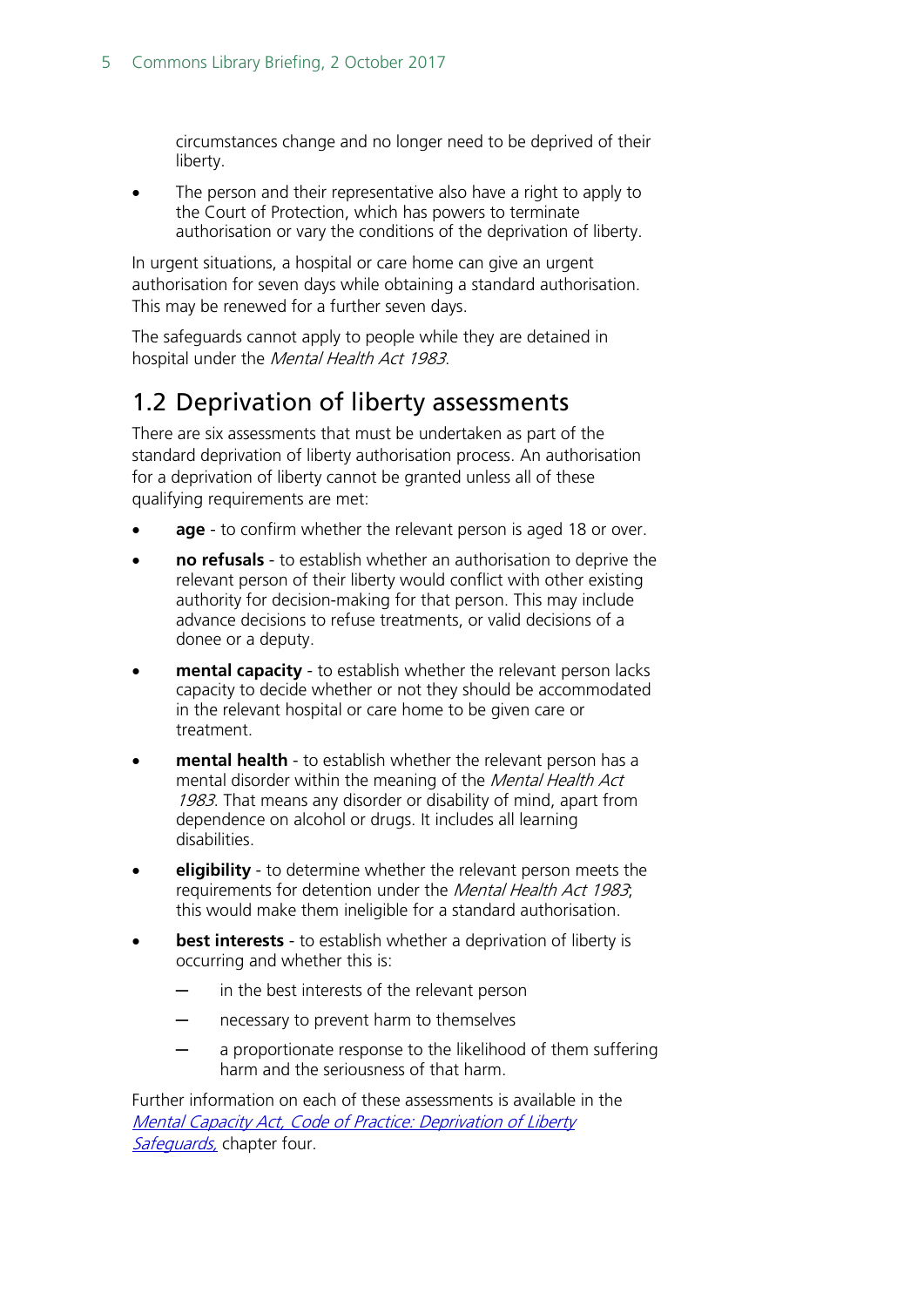circumstances change and no longer need to be deprived of their liberty.

- The person and their representative also have a right to apply to the Court of Protection, which has powers to terminate authorisation or vary the conditions of the deprivation of liberty.

In urgent situations, a hospital or care home can give an urgent authorisation for seven days while obtaining a standard authorisation. This may be renewed for a further seven days.

The safeguards cannot apply to people while they are detained in hospital under the *Mental Health Act 1983*.

## 1.2 Deprivation of liberty assessments

There are six assessments that must be undertaken as part of the standard deprivation of liberty authorisation process. An authorisation for a deprivation of liberty cannot be granted unless all of these qualifying requirements are met:

- **age** - to confirm whether the relevant person is aged 18 or over.
- **no refusals** - to establish whether an authorisation to deprive the relevant person of their liberty would conflict with other existing authority for decision-making for that person. This may include advance decisions to refuse treatments, or valid decisions of a donee or a deputy.
- **mental capacity** - to establish whether the relevant person lacks capacity to decide whether or not they should be accommodated in the relevant hospital or care home to be given care or treatment.
- **mental health** - to establish whether the relevant person has a mental disorder within the meaning of the *Mental Health Act 1983*. That means any disorder or disability of mind, apart from dependence on alcohol or drugs. It includes all learning disabilities.
- **eligibility** - to determine whether the relevant person meets the requirements for detention under the *Mental Health Act 1983*; this would make them ineligible for a standard authorisation.
- **best interests** - to establish whether a deprivation of liberty is occurring and whether this is:
  - in the best interests of the relevant person
  - necessary to prevent harm to themselves
  - a proportionate response to the likelihood of them suffering harm and the seriousness of that harm.

Further information on each of these assessments is available in the [Mental Capacity Act, Code of Practice: Deprivation of Liberty Safeguards,](#) chapter four.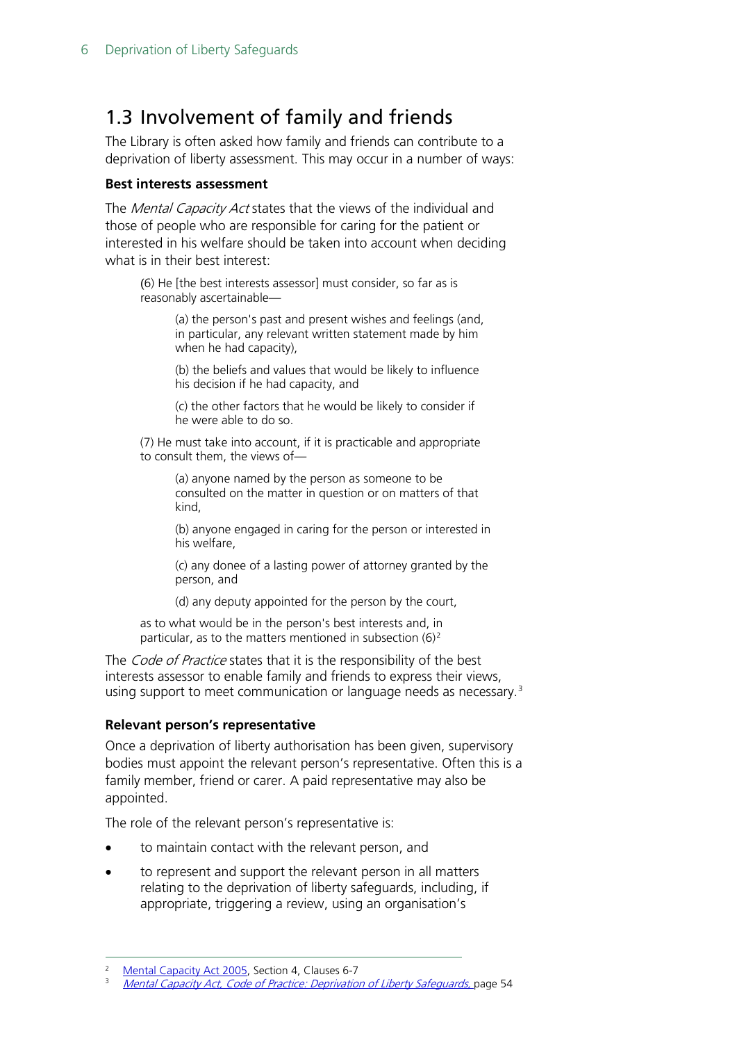## 1.3 Involvement of family and friends

The Library is often asked how family and friends can contribute to a deprivation of liberty assessment. This may occur in a number of ways:

**Best interests assessment**

The *Mental Capacity Act* states that the views of the individual and those of people who are responsible for caring for the patient or interested in his welfare should be taken into account when deciding what is in their best interest:

> (6) He [the best interests assessor] must consider, so far as is reasonably ascertainable—
>
> > (a) the person's past and present wishes and feelings (and, in particular, any relevant written statement made by him when he had capacity),
> >
> > (b) the beliefs and values that would be likely to influence his decision if he had capacity, and
> >
> > (c) the other factors that he would be likely to consider if he were able to do so.
>
> (7) He must take into account, if it is practicable and appropriate to consult them, the views of—
>
> > (a) anyone named by the person as someone to be consulted on the matter in question or on matters of that kind,
> >
> > (b) anyone engaged in caring for the person or interested in his welfare,
> >
> > (c) any donee of a lasting power of attorney granted by the person, and
> >
> > (d) any deputy appointed for the person by the court,
>
> as to what would be in the person's best interests and, in particular, as to the matters mentioned in subsection (6)[2]

The *Code of Practice* states that it is the responsibility of the best interests assessor to enable family and friends to express their views, using support to meet communication or language needs as necessary.[3]

**Relevant person's representative**

Once a deprivation of liberty authorisation has been given, supervisory bodies must appoint the relevant person's representative. Often this is a family member, friend or carer. A paid representative may also be appointed.

The role of the relevant person's representative is:

- to maintain contact with the relevant person, and
- to represent and support the relevant person in all matters relating to the deprivation of liberty safeguards, including, if appropriate, triggering a review, using an organisation's

---

[2] Mental Capacity Act 2005, Section 4, Clauses 6-7

[3] *Mental Capacity Act, Code of Practice: Deprivation of Liberty Safeguards,* page 54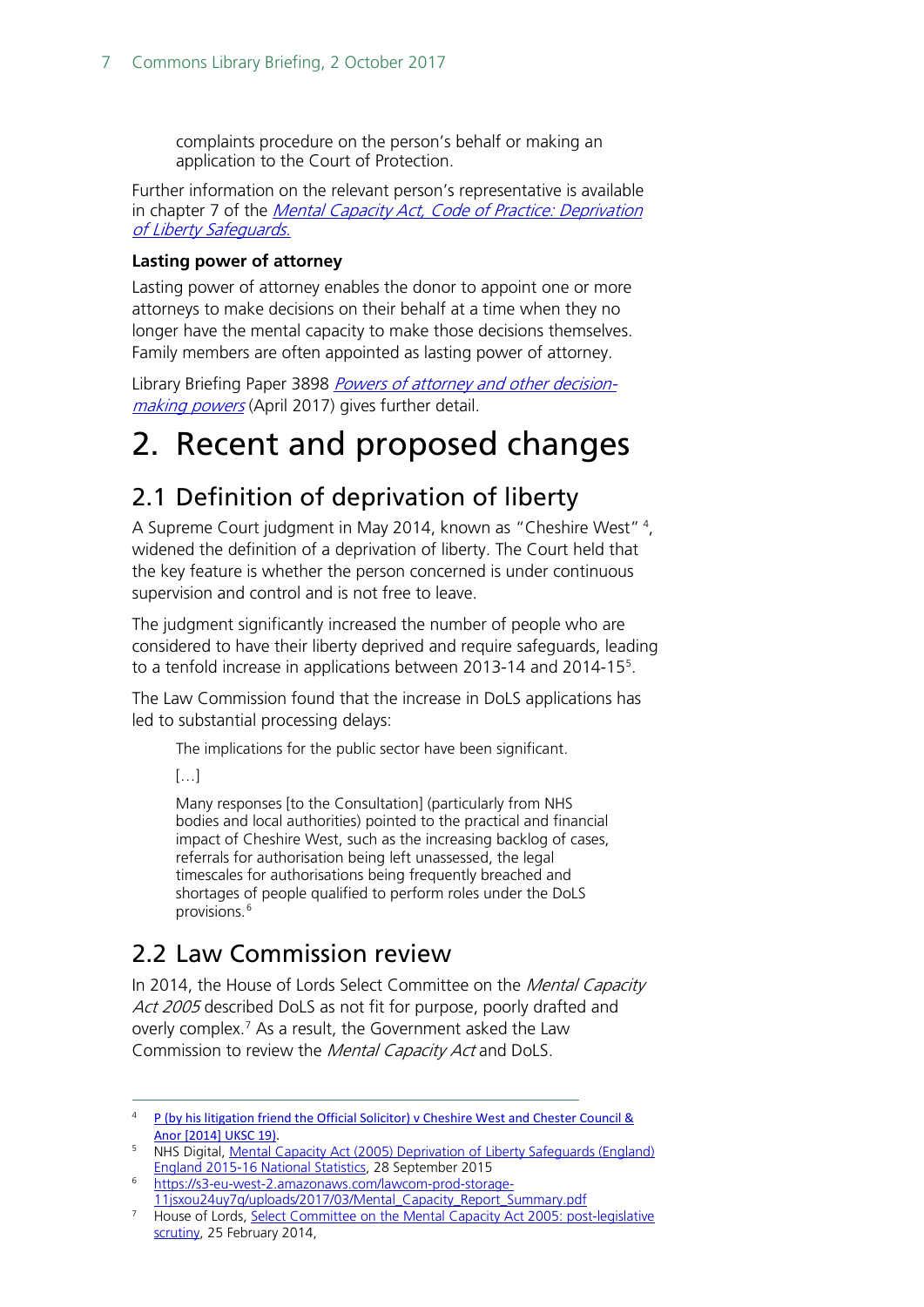complaints procedure on the person's behalf or making an application to the Court of Protection.

Further information on the relevant person's representative is available in chapter 7 of the *Mental Capacity Act, Code of Practice: Deprivation of Liberty Safeguards.*

**Lasting power of attorney**

Lasting power of attorney enables the donor to appoint one or more attorneys to make decisions on their behalf at a time when they no longer have the mental capacity to make those decisions themselves. Family members are often appointed as lasting power of attorney.

Library Briefing Paper 3898 *Powers of attorney and other decision-making powers* (April 2017) gives further detail.

# 2. Recent and proposed changes

## 2.1 Definition of deprivation of liberty

A Supreme Court judgment in May 2014, known as "Cheshire West" [4], widened the definition of a deprivation of liberty. The Court held that the key feature is whether the person concerned is under continuous supervision and control and is not free to leave.

The judgment significantly increased the number of people who are considered to have their liberty deprived and require safeguards, leading to a tenfold increase in applications between 2013-14 and 2014-15[5].

The Law Commission found that the increase in DoLS applications has led to substantial processing delays:

> The implications for the public sector have been significant.
>
> […]
>
> Many responses [to the Consultation] (particularly from NHS bodies and local authorities) pointed to the practical and financial impact of Cheshire West, such as the increasing backlog of cases, referrals for authorisation being left unassessed, the legal timescales for authorisations being frequently breached and shortages of people qualified to perform roles under the DoLS provisions.[6]

## 2.2 Law Commission review

In 2014, the House of Lords Select Committee on the *Mental Capacity Act 2005* described DoLS as not fit for purpose, poorly drafted and overly complex.[7] As a result, the Government asked the Law Commission to review the *Mental Capacity Act* and DoLS.

---

[4] P (by his litigation friend the Official Solicitor) v Cheshire West and Chester Council & Anor [2014] UKSC 19).

[5] NHS Digital, Mental Capacity Act (2005) Deprivation of Liberty Safeguards (England) England 2015-16 National Statistics, 28 September 2015

[6] https://s3-eu-west-2.amazonaws.com/lawcom-prod-storage-11jsxou24uy7q/uploads/2017/03/Mental_Capacity_Report_Summary.pdf

[7] House of Lords, Select Committee on the Mental Capacity Act 2005: post-legislative scrutiny, 25 February 2014,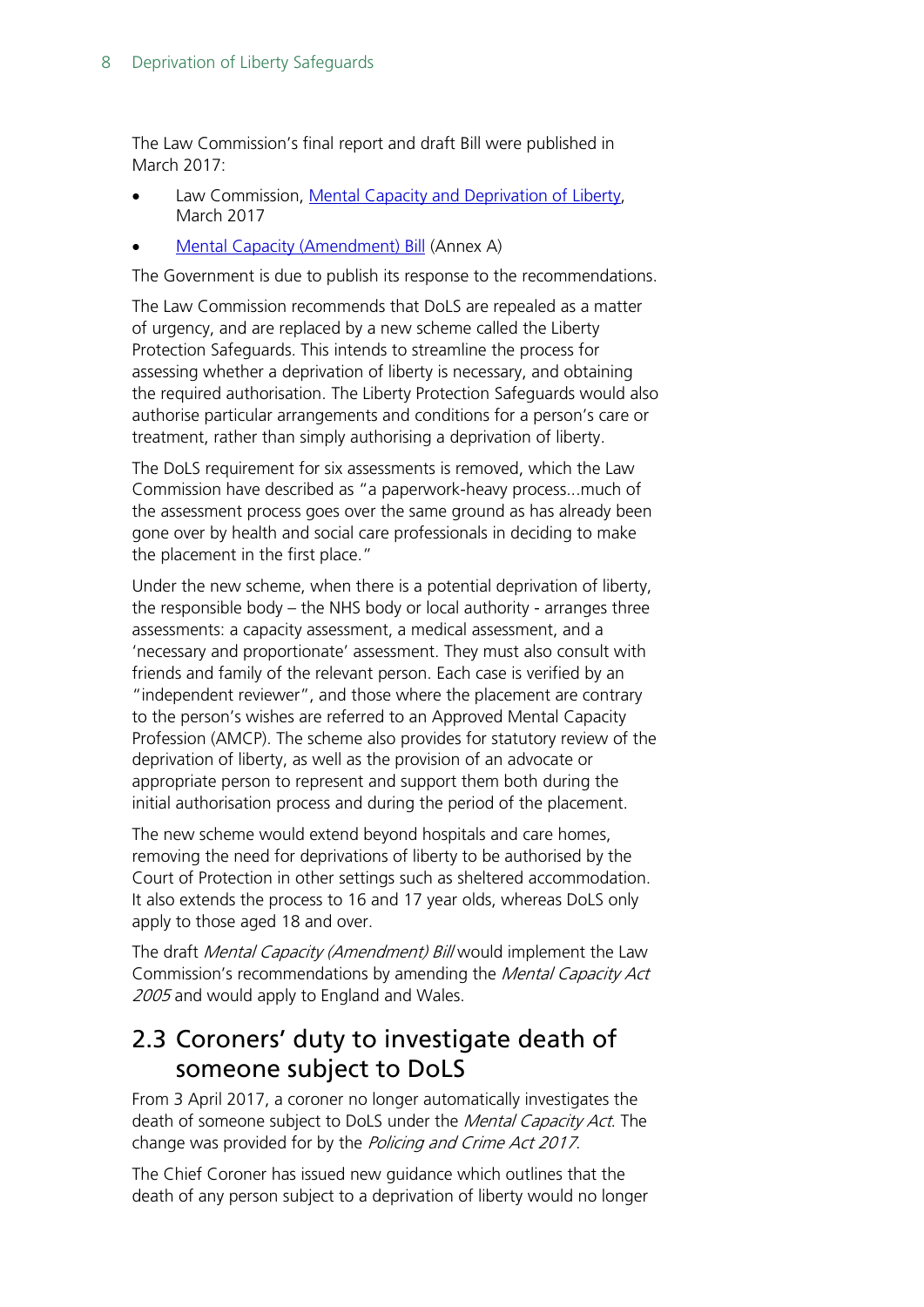The Law Commission's final report and draft Bill were published in March 2017:

- Law Commission, Mental Capacity and Deprivation of Liberty, March 2017
- Mental Capacity (Amendment) Bill (Annex A)

The Government is due to publish its response to the recommendations.

The Law Commission recommends that DoLS are repealed as a matter of urgency, and are replaced by a new scheme called the Liberty Protection Safeguards. This intends to streamline the process for assessing whether a deprivation of liberty is necessary, and obtaining the required authorisation. The Liberty Protection Safeguards would also authorise particular arrangements and conditions for a person's care or treatment, rather than simply authorising a deprivation of liberty.

The DoLS requirement for six assessments is removed, which the Law Commission have described as "a paperwork-heavy process...much of the assessment process goes over the same ground as has already been gone over by health and social care professionals in deciding to make the placement in the first place."

Under the new scheme, when there is a potential deprivation of liberty, the responsible body – the NHS body or local authority - arranges three assessments: a capacity assessment, a medical assessment, and a 'necessary and proportionate' assessment. They must also consult with friends and family of the relevant person. Each case is verified by an "independent reviewer", and those where the placement are contrary to the person's wishes are referred to an Approved Mental Capacity Profession (AMCP). The scheme also provides for statutory review of the deprivation of liberty, as well as the provision of an advocate or appropriate person to represent and support them both during the initial authorisation process and during the period of the placement.

The new scheme would extend beyond hospitals and care homes, removing the need for deprivations of liberty to be authorised by the Court of Protection in other settings such as sheltered accommodation. It also extends the process to 16 and 17 year olds, whereas DoLS only apply to those aged 18 and over.

The draft *Mental Capacity (Amendment) Bill* would implement the Law Commission's recommendations by amending the *Mental Capacity Act 2005* and would apply to England and Wales.

## 2.3 Coroners' duty to investigate death of someone subject to DoLS

From 3 April 2017, a coroner no longer automatically investigates the death of someone subject to DoLS under the *Mental Capacity Act*. The change was provided for by the *Policing and Crime Act 2017*.

The Chief Coroner has issued new guidance which outlines that the death of any person subject to a deprivation of liberty would no longer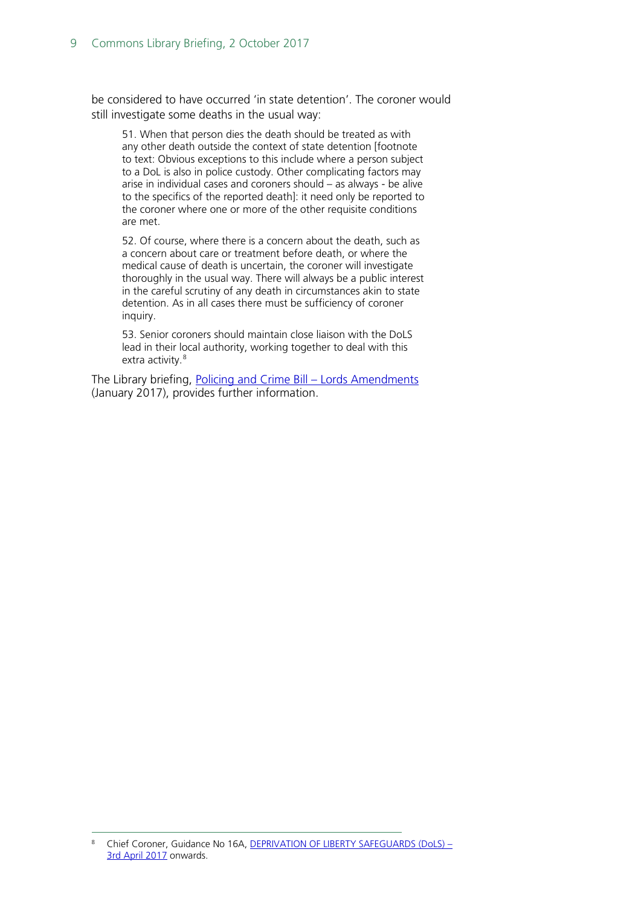be considered to have occurred 'in state detention'. The coroner would still investigate some deaths in the usual way:

> 51. When that person dies the death should be treated as with any other death outside the context of state detention [footnote to text: Obvious exceptions to this include where a person subject to a DoL is also in police custody. Other complicating factors may arise in individual cases and coroners should – as always - be alive to the specifics of the reported death]: it need only be reported to the coroner where one or more of the other requisite conditions are met.
>
> 52. Of course, where there is a concern about the death, such as a concern about care or treatment before death, or where the medical cause of death is uncertain, the coroner will investigate thoroughly in the usual way. There will always be a public interest in the careful scrutiny of any death in circumstances akin to state detention. As in all cases there must be sufficiency of coroner inquiry.
>
> 53. Senior coroners should maintain close liaison with the DoLS lead in their local authority, working together to deal with this extra activity.[8]

The Library briefing, Policing and Crime Bill – Lords Amendments (January 2017), provides further information.

---

[8] Chief Coroner, Guidance No 16A, DEPRIVATION OF LIBERTY SAFEGUARDS (DoLS) – 3rd April 2017 onwards.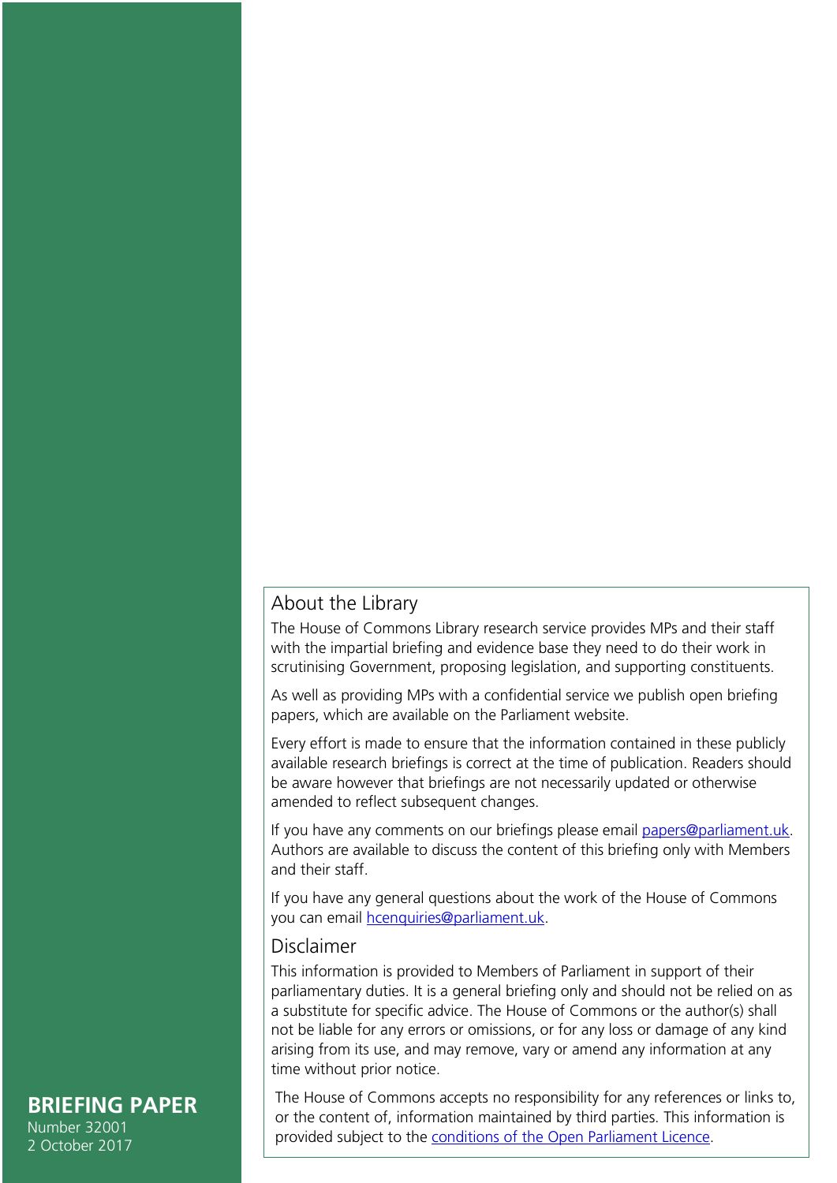## About the Library

The House of Commons Library research service provides MPs and their staff with the impartial briefing and evidence base they need to do their work in scrutinising Government, proposing legislation, and supporting constituents.

As well as providing MPs with a confidential service we publish open briefing papers, which are available on the Parliament website.

Every effort is made to ensure that the information contained in these publicly available research briefings is correct at the time of publication. Readers should be aware however that briefings are not necessarily updated or otherwise amended to reflect subsequent changes.

If you have any comments on our briefings please email [papers@parliament.uk](mailto:papers@parliament.uk). Authors are available to discuss the content of this briefing only with Members and their staff.

If you have any general questions about the work of the House of Commons you can email [hcenquiries@parliament.uk](mailto:hcenquiries@parliament.uk).

## Disclaimer

This information is provided to Members of Parliament in support of their parliamentary duties. It is a general briefing only and should not be relied on as a substitute for specific advice. The House of Commons or the author(s) shall not be liable for any errors or omissions, or for any loss or damage of any kind arising from its use, and may remove, vary or amend any information at any time without prior notice.

The House of Commons accepts no responsibility for any references or links to, or the content of, information maintained by third parties. This information is provided subject to the conditions of the Open Parliament Licence.

**BRIEFING PAPER**
Number 32001
2 October 2017